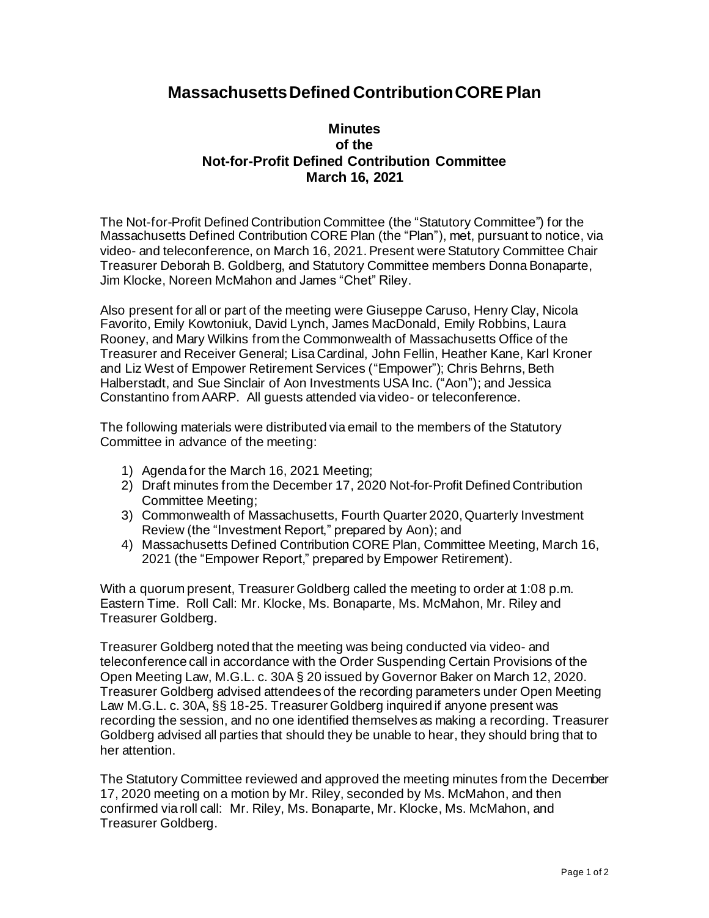# Massachusetts Defined Contribution CORE Plan

## Minutes
## of the
## Not-for-Profit Defined Contribution Committee
## March 16, 2021

The Not-for-Profit Defined Contribution Committee (the "Statutory Committee") for the Massachusetts Defined Contribution CORE Plan (the "Plan"), met, pursuant to notice, via video- and teleconference, on March 16, 2021. Present were Statutory Committee Chair Treasurer Deborah B. Goldberg, and Statutory Committee members Donna Bonaparte, Jim Klocke, Noreen McMahon and James "Chet" Riley.

Also present for all or part of the meeting were Giuseppe Caruso, Henry Clay, Nicola Favorito, Emily Kowtoniuk, David Lynch, James MacDonald, Emily Robbins, Laura Rooney, and Mary Wilkins from the Commonwealth of Massachusetts Office of the Treasurer and Receiver General; Lisa Cardinal, John Fellin, Heather Kane, Karl Kroner and Liz West of Empower Retirement Services ("Empower"); Chris Behrns, Beth Halberstadt, and Sue Sinclair of Aon Investments USA Inc. ("Aon"); and Jessica Constantino from AARP. All guests attended via video- or teleconference.

The following materials were distributed via email to the members of the Statutory Committee in advance of the meeting:

1) Agenda for the March 16, 2021 Meeting;
2) Draft minutes from the December 17, 2020 Not-for-Profit Defined Contribution Committee Meeting;
3) Commonwealth of Massachusetts, Fourth Quarter 2020, Quarterly Investment Review (the "Investment Report," prepared by Aon); and
4) Massachusetts Defined Contribution CORE Plan, Committee Meeting, March 16, 2021 (the "Empower Report," prepared by Empower Retirement).

With a quorum present, Treasurer Goldberg called the meeting to order at 1:08 p.m. Eastern Time. Roll Call: Mr. Klocke, Ms. Bonaparte, Ms. McMahon, Mr. Riley and Treasurer Goldberg.

Treasurer Goldberg noted that the meeting was being conducted via video- and teleconference call in accordance with the Order Suspending Certain Provisions of the Open Meeting Law, M.G.L. c. 30A § 20 issued by Governor Baker on March 12, 2020. Treasurer Goldberg advised attendees of the recording parameters under Open Meeting Law M.G.L. c. 30A, §§ 18-25. Treasurer Goldberg inquired if anyone present was recording the session, and no one identified themselves as making a recording. Treasurer Goldberg advised all parties that should they be unable to hear, they should bring that to her attention.

The Statutory Committee reviewed and approved the meeting minutes from the December 17, 2020 meeting on a motion by Mr. Riley, seconded by Ms. McMahon, and then confirmed via roll call: Mr. Riley, Ms. Bonaparte, Mr. Klocke, Ms. McMahon, and Treasurer Goldberg.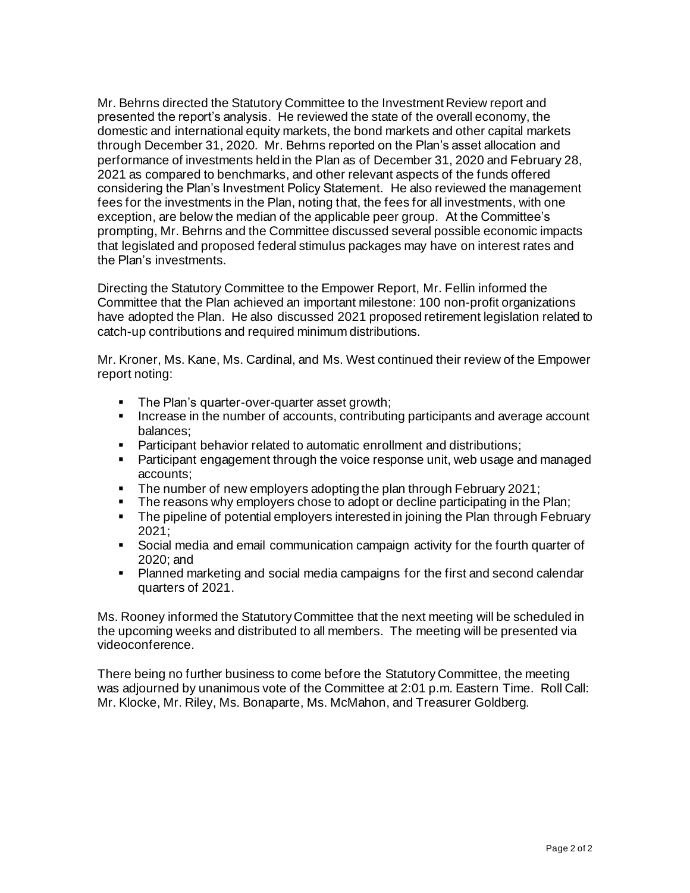Mr. Behrns directed the Statutory Committee to the Investment Review report and presented the report's analysis. He reviewed the state of the overall economy, the domestic and international equity markets, the bond markets and other capital markets through December 31, 2020. Mr. Behrns reported on the Plan's asset allocation and performance of investments held in the Plan as of December 31, 2020 and February 28, 2021 as compared to benchmarks, and other relevant aspects of the funds offered considering the Plan's Investment Policy Statement. He also reviewed the management fees for the investments in the Plan, noting that, the fees for all investments, with one exception, are below the median of the applicable peer group. At the Committee's prompting, Mr. Behrns and the Committee discussed several possible economic impacts that legislated and proposed federal stimulus packages may have on interest rates and the Plan's investments.

Directing the Statutory Committee to the Empower Report, Mr. Fellin informed the Committee that the Plan achieved an important milestone: 100 non-profit organizations have adopted the Plan. He also discussed 2021 proposed retirement legislation related to catch-up contributions and required minimum distributions.

Mr. Kroner, Ms. Kane, Ms. Cardinal, and Ms. West continued their review of the Empower report noting:

- The Plan's quarter-over-quarter asset growth;
- Increase in the number of accounts, contributing participants and average account balances;
- Participant behavior related to automatic enrollment and distributions;
- Participant engagement through the voice response unit, web usage and managed accounts;
- The number of new employers adopting the plan through February 2021;
- The reasons why employers chose to adopt or decline participating in the Plan;
- The pipeline of potential employers interested in joining the Plan through February 2021;
- Social media and email communication campaign activity for the fourth quarter of 2020; and
- Planned marketing and social media campaigns for the first and second calendar quarters of 2021.

Ms. Rooney informed the Statutory Committee that the next meeting will be scheduled in the upcoming weeks and distributed to all members. The meeting will be presented via videoconference.

There being no further business to come before the Statutory Committee, the meeting was adjourned by unanimous vote of the Committee at 2:01 p.m. Eastern Time. Roll Call: Mr. Klocke, Mr. Riley, Ms. Bonaparte, Ms. McMahon, and Treasurer Goldberg.